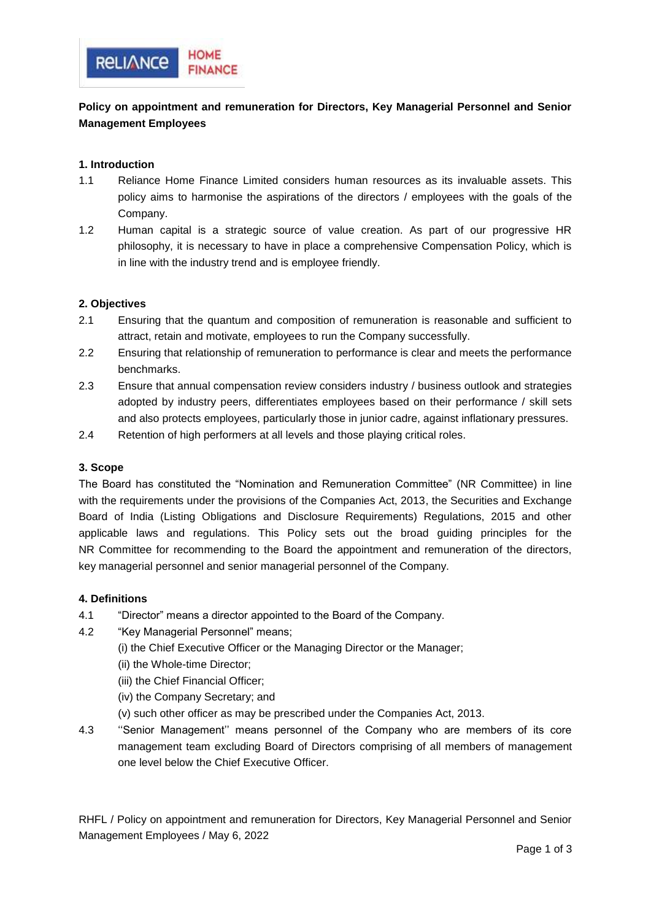# Policy on appointment and remuneration for Directors, Key Managerial Personnel and Senior Management Employees

## 1. Introduction

1.1 Reliance Home Finance Limited considers human resources as its invaluable assets. This policy aims to harmonise the aspirations of the directors / employees with the goals of the Company.

1.2 Human capital is a strategic source of value creation. As part of our progressive HR philosophy, it is necessary to have in place a comprehensive Compensation Policy, which is in line with the industry trend and is employee friendly.

## 2. Objectives

2.1 Ensuring that the quantum and composition of remuneration is reasonable and sufficient to attract, retain and motivate, employees to run the Company successfully.

2.2 Ensuring that relationship of remuneration to performance is clear and meets the performance benchmarks.

2.3 Ensure that annual compensation review considers industry / business outlook and strategies adopted by industry peers, differentiates employees based on their performance / skill sets and also protects employees, particularly those in junior cadre, against inflationary pressures.

2.4 Retention of high performers at all levels and those playing critical roles.

## 3. Scope

The Board has constituted the "Nomination and Remuneration Committee" (NR Committee) in line with the requirements under the provisions of the Companies Act, 2013, the Securities and Exchange Board of India (Listing Obligations and Disclosure Requirements) Regulations, 2015 and other applicable laws and regulations. This Policy sets out the broad guiding principles for the NR Committee for recommending to the Board the appointment and remuneration of the directors, key managerial personnel and senior managerial personnel of the Company.

## 4. Definitions

4.1 "Director" means a director appointed to the Board of the Company.

4.2 "Key Managerial Personnel" means;

(i) the Chief Executive Officer or the Managing Director or the Manager;

(ii) the Whole-time Director;

(iii) the Chief Financial Officer;

(iv) the Company Secretary; and

(v) such other officer as may be prescribed under the Companies Act, 2013.

4.3 ''Senior Management'' means personnel of the Company who are members of its core management team excluding Board of Directors comprising of all members of management one level below the Chief Executive Officer.

RHFL / Policy on appointment and remuneration for Directors, Key Managerial Personnel and Senior Management Employees / May 6, 2022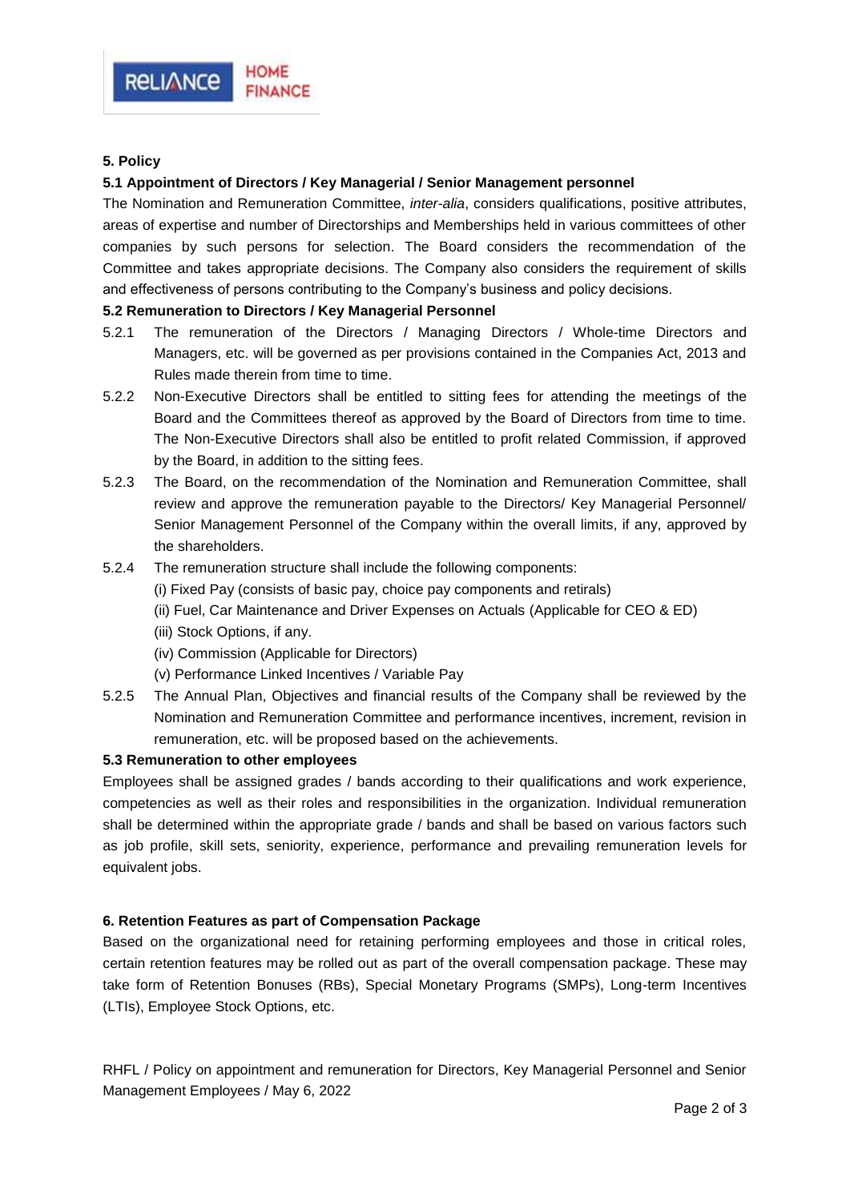## 5. Policy

### 5.1 Appointment of Directors / Key Managerial / Senior Management personnel

The Nomination and Remuneration Committee, *inter-alia*, considers qualifications, positive attributes, areas of expertise and number of Directorships and Memberships held in various committees of other companies by such persons for selection. The Board considers the recommendation of the Committee and takes appropriate decisions. The Company also considers the requirement of skills and effectiveness of persons contributing to the Company's business and policy decisions.

### 5.2 Remuneration to Directors / Key Managerial Personnel

5.2.1 The remuneration of the Directors / Managing Directors / Whole-time Directors and Managers, etc. will be governed as per provisions contained in the Companies Act, 2013 and Rules made therein from time to time.

5.2.2 Non-Executive Directors shall be entitled to sitting fees for attending the meetings of the Board and the Committees thereof as approved by the Board of Directors from time to time. The Non-Executive Directors shall also be entitled to profit related Commission, if approved by the Board, in addition to the sitting fees.

5.2.3 The Board, on the recommendation of the Nomination and Remuneration Committee, shall review and approve the remuneration payable to the Directors/ Key Managerial Personnel/ Senior Management Personnel of the Company within the overall limits, if any, approved by the shareholders.

5.2.4 The remuneration structure shall include the following components:

- (i) Fixed Pay (consists of basic pay, choice pay components and retirals)
- (ii) Fuel, Car Maintenance and Driver Expenses on Actuals (Applicable for CEO & ED)
- (iii) Stock Options, if any.
- (iv) Commission (Applicable for Directors)
- (v) Performance Linked Incentives / Variable Pay

5.2.5 The Annual Plan, Objectives and financial results of the Company shall be reviewed by the Nomination and Remuneration Committee and performance incentives, increment, revision in remuneration, etc. will be proposed based on the achievements.

### 5.3 Remuneration to other employees

Employees shall be assigned grades / bands according to their qualifications and work experience, competencies as well as their roles and responsibilities in the organization. Individual remuneration shall be determined within the appropriate grade / bands and shall be based on various factors such as job profile, skill sets, seniority, experience, performance and prevailing remuneration levels for equivalent jobs.

## 6. Retention Features as part of Compensation Package

Based on the organizational need for retaining performing employees and those in critical roles, certain retention features may be rolled out as part of the overall compensation package. These may take form of Retention Bonuses (RBs), Special Monetary Programs (SMPs), Long-term Incentives (LTIs), Employee Stock Options, etc.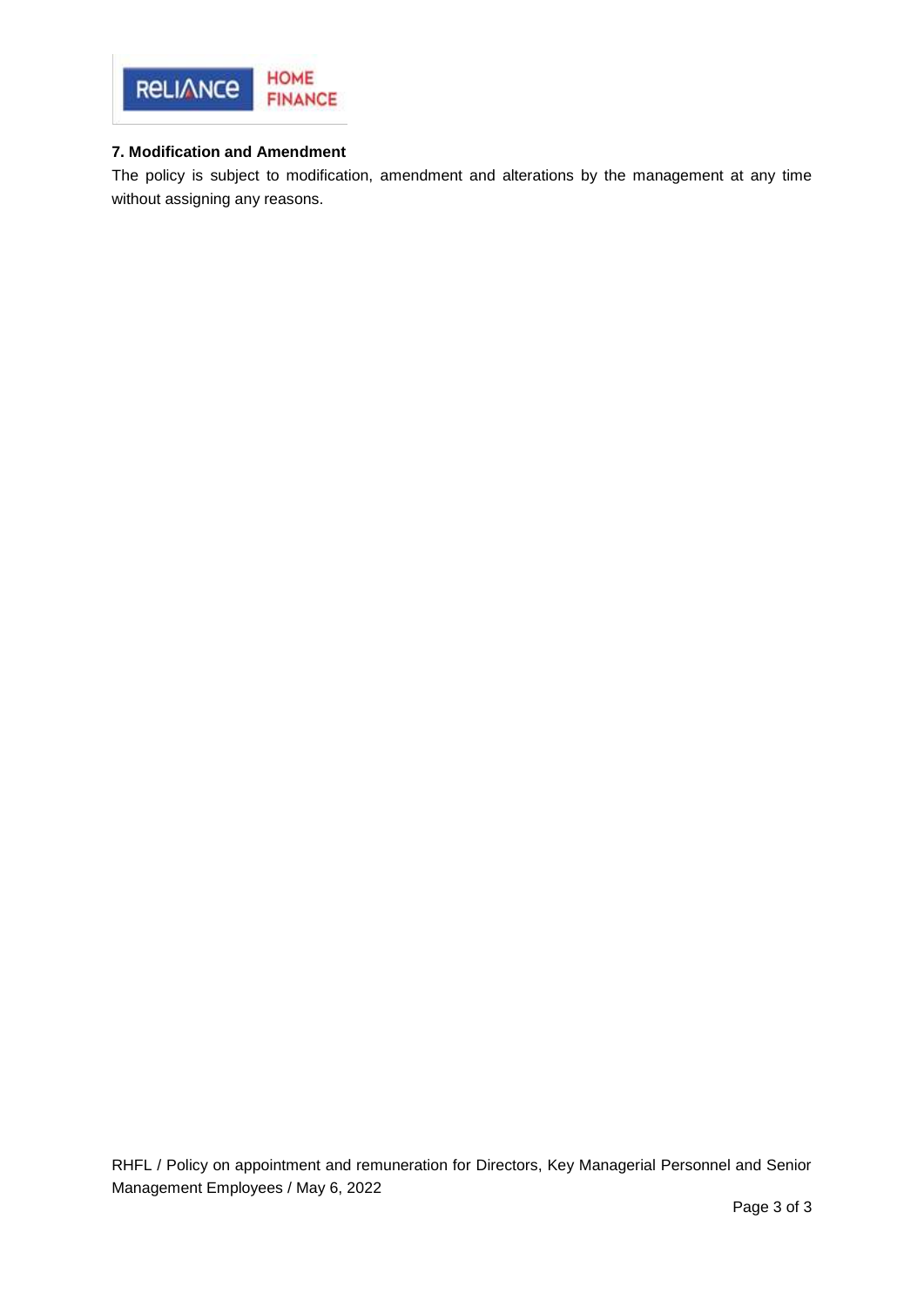### 7. Modification and Amendment

The policy is subject to modification, amendment and alterations by the management at any time without assigning any reasons.